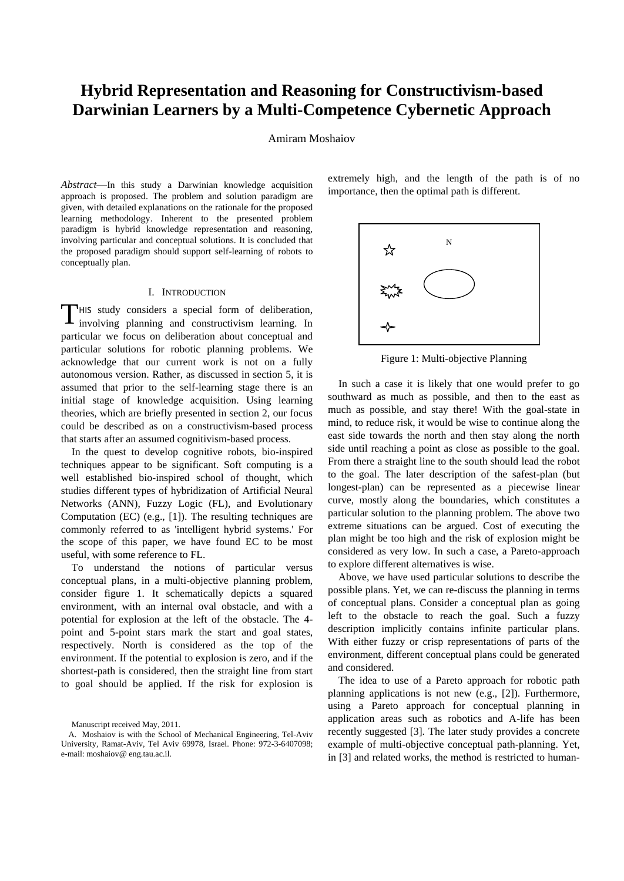# Hybrid Representation and Reasoning for Constructivism-based Darwinian Learners by a Multi-Competence Cybernetic Approach

Amiram Moshaiov

*Abstract*—In this study a Darwinian knowledge acquisition approach is proposed. The problem and solution paradigm are given, with detailed explanations on the rationale for the proposed learning methodology. Inherent to the presented problem paradigm is hybrid knowledge representation and reasoning, involving particular and conceptual solutions. It is concluded that the proposed paradigm should support self-learning of robots to conceptually plan.

## I. Introduction

This study considers a special form of deliberation, involving planning and constructivism learning. In particular we focus on deliberation about conceptual and particular solutions for robotic planning problems. We acknowledge that our current work is not on a fully autonomous version. Rather, as discussed in section 5, it is assumed that prior to the self-learning stage there is an initial stage of knowledge acquisition. Using learning theories, which are briefly presented in section 2, our focus could be described as on a constructivism-based process that starts after an assumed cognitivism-based process.

In the quest to develop cognitive robots, bio-inspired techniques appear to be significant. Soft computing is a well established bio-inspired school of thought, which studies different types of hybridization of Artificial Neural Networks (ANN), Fuzzy Logic (FL), and Evolutionary Computation (EC) (e.g., [1]). The resulting techniques are commonly referred to as 'intelligent hybrid systems.' For the scope of this paper, we have found EC to be most useful, with some reference to FL.

To understand the notions of particular versus conceptual plans, in a multi-objective planning problem, consider figure 1. It schematically depicts a squared environment, with an internal oval obstacle, and with a potential for explosion at the left of the obstacle. The 4-point and 5-point stars mark the start and goal states, respectively. North is considered as the top of the environment. If the potential to explosion is zero, and if the shortest-path is considered, then the straight line from start to goal should be applied. If the risk for explosion is extremely high, and the length of the path is of no importance, then the optimal path is different.

Figure 1: Multi-objective Planning

In such a case it is likely that one would prefer to go southward as much as possible, and then to the east as much as possible, and stay there! With the goal-state in mind, to reduce risk, it would be wise to continue along the east side towards the north and then stay along the north side until reaching a point as close as possible to the goal. From there a straight line to the south should lead the robot to the goal. The later description of the safest-plan (but longest-plan) can be represented as a piecewise linear curve, mostly along the boundaries, which constitutes a particular solution to the planning problem. The above two extreme situations can be argued. Cost of executing the plan might be too high and the risk of explosion might be considered as very low. In such a case, a Pareto-approach to explore different alternatives is wise.

Above, we have used particular solutions to describe the possible plans. Yet, we can re-discuss the planning in terms of conceptual plans. Consider a conceptual plan as going left to the obstacle to reach the goal. Such a fuzzy description implicitly contains infinite particular plans. With either fuzzy or crisp representations of parts of the environment, different conceptual plans could be generated and considered.

The idea to use of a Pareto approach for robotic path planning applications is not new (e.g., [2]). Furthermore, using a Pareto approach for conceptual planning in application areas such as robotics and A-life has been recently suggested [3]. The later study provides a concrete example of multi-objective conceptual path-planning. Yet, in [3] and related works, the method is restricted to human-

Manuscript received May, 2011.

A. Moshaiov is with the School of Mechanical Engineering, Tel-Aviv University, Ramat-Aviv, Tel Aviv 69978, Israel. Phone: 972-3-6407098; e-mail: moshaiov@ eng.tau.ac.il.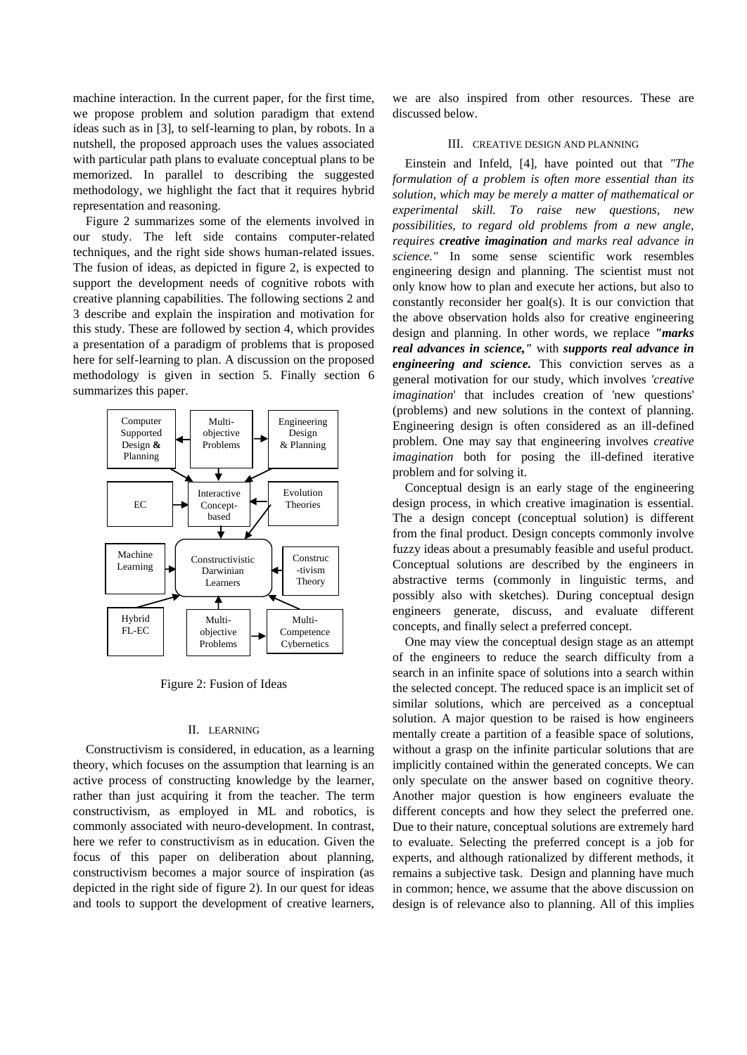machine interaction. In the current paper, for the first time, we propose problem and solution paradigm that extend ideas such as in [3], to self-learning to plan, by robots. In a nutshell, the proposed approach uses the values associated with particular path plans to evaluate conceptual plans to be memorized. In parallel to describing the suggested methodology, we highlight the fact that it requires hybrid representation and reasoning.

Figure 2 summarizes some of the elements involved in our study. The left side contains computer-related techniques, and the right side shows human-related issues. The fusion of ideas, as depicted in figure 2, is expected to support the development needs of cognitive robots with creative planning capabilities. The following sections 2 and 3 describe and explain the inspiration and motivation for this study. These are followed by section 4, which provides a presentation of a paradigm of problems that is proposed here for self-learning to plan. A discussion on the proposed methodology is given in section 5. Finally section 6 summarizes this paper.

Computer Supported Design & Planning | Multi-objective Problems | Engineering Design & Planning | EC | Interactive Concept-based | Evolution Theories | Machine Learning | Constructivistic Darwinian Learners | Construc-tivism Theory | Hybrid FL-EC | Multi-objective Problems | Multi-Competence Cybernetics

Figure 2: Fusion of Ideas

## II. Learning

Constructivism is considered, in education, as a learning theory, which focuses on the assumption that learning is an active process of constructing knowledge by the learner, rather than just acquiring it from the teacher. The term constructivism, as employed in ML and robotics, is commonly associated with neuro-development. In contrast, here we refer to constructivism as in education. Given the focus of this paper on deliberation about planning, constructivism becomes a major source of inspiration (as depicted in the right side of figure 2). In our quest for ideas and tools to support the development of creative learners, we are also inspired from other resources. These are discussed below.

## III. Creative Design and Planning

Einstein and Infeld, [4], have pointed out that *"The formulation of a problem is often more essential than its solution, which may be merely a matter of mathematical or experimental skill. To raise new questions, new possibilities, to regard old problems from a new angle, requires* ***creative imagination*** *and marks real advance in science."* In some sense scientific work resembles engineering design and planning. The scientist must not only know how to plan and execute her actions, but also to constantly reconsider her goal(s). It is our conviction that the above observation holds also for creative engineering design and planning. In other words, we replace ***"marks real advances in science,"*** with ***supports real advance in engineering and science.*** This conviction serves as a general motivation for our study, which involves *'creative imagination*' that includes creation of 'new questions' (problems) and new solutions in the context of planning. Engineering design is often considered as an ill-defined problem. One may say that engineering involves *creative imagination* both for posing the ill-defined iterative problem and for solving it.

Conceptual design is an early stage of the engineering design process, in which creative imagination is essential. The a design concept (conceptual solution) is different from the final product. Design concepts commonly involve fuzzy ideas about a presumably feasible and useful product. Conceptual solutions are described by the engineers in abstractive terms (commonly in linguistic terms, and possibly also with sketches). During conceptual design engineers generate, discuss, and evaluate different concepts, and finally select a preferred concept.

One may view the conceptual design stage as an attempt of the engineers to reduce the search difficulty from a search in an infinite space of solutions into a search within the selected concept. The reduced space is an implicit set of similar solutions, which are perceived as a conceptual solution. A major question to be raised is how engineers mentally create a partition of a feasible space of solutions, without a grasp on the infinite particular solutions that are implicitly contained within the generated concepts. We can only speculate on the answer based on cognitive theory. Another major question is how engineers evaluate the different concepts and how they select the preferred one. Due to their nature, conceptual solutions are extremely hard to evaluate. Selecting the preferred concept is a job for experts, and although rationalized by different methods, it remains a subjective task. Design and planning have much in common; hence, we assume that the above discussion on design is of relevance also to planning. All of this implies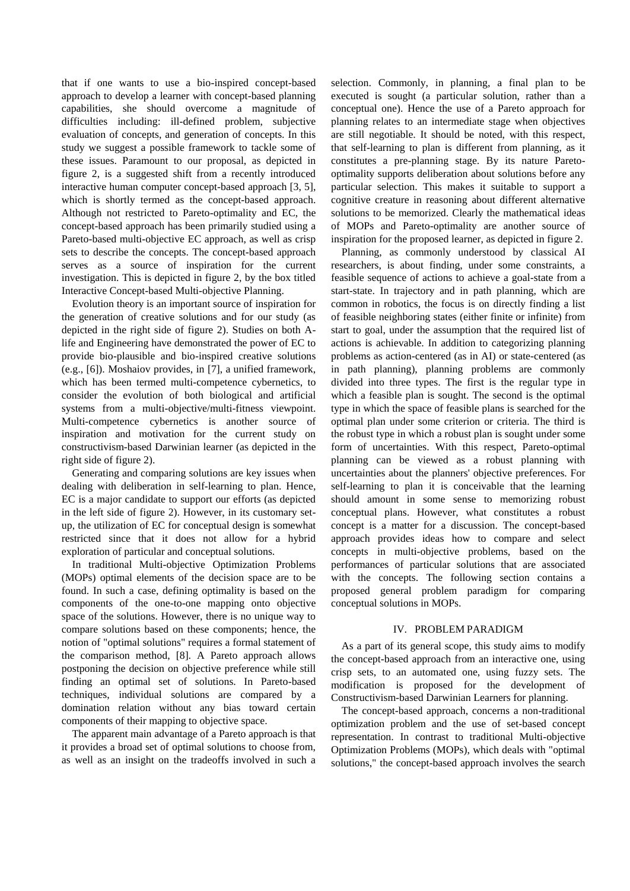that if one wants to use a bio-inspired concept-based approach to develop a learner with concept-based planning capabilities, she should overcome a magnitude of difficulties including: ill-defined problem, subjective evaluation of concepts, and generation of concepts. In this study we suggest a possible framework to tackle some of these issues. Paramount to our proposal, as depicted in figure 2, is a suggested shift from a recently introduced interactive human computer concept-based approach [3, 5], which is shortly termed as the concept-based approach. Although not restricted to Pareto-optimality and EC, the concept-based approach has been primarily studied using a Pareto-based multi-objective EC approach, as well as crisp sets to describe the concepts. The concept-based approach serves as a source of inspiration for the current investigation. This is depicted in figure 2, by the box titled Interactive Concept-based Multi-objective Planning.

Evolution theory is an important source of inspiration for the generation of creative solutions and for our study (as depicted in the right side of figure 2). Studies on both A-life and Engineering have demonstrated the power of EC to provide bio-plausible and bio-inspired creative solutions (e.g., [6]). Moshaiov provides, in [7], a unified framework, which has been termed multi-competence cybernetics, to consider the evolution of both biological and artificial systems from a multi-objective/multi-fitness viewpoint. Multi-competence cybernetics is another source of inspiration and motivation for the current study on constructivism-based Darwinian learner (as depicted in the right side of figure 2).

Generating and comparing solutions are key issues when dealing with deliberation in self-learning to plan. Hence, EC is a major candidate to support our efforts (as depicted in the left side of figure 2). However, in its customary set-up, the utilization of EC for conceptual design is somewhat restricted since that it does not allow for a hybrid exploration of particular and conceptual solutions.

In traditional Multi-objective Optimization Problems (MOPs) optimal elements of the decision space are to be found. In such a case, defining optimality is based on the components of the one-to-one mapping onto objective space of the solutions. However, there is no unique way to compare solutions based on these components; hence, the notion of "optimal solutions" requires a formal statement of the comparison method, [8]. A Pareto approach allows postponing the decision on objective preference while still finding an optimal set of solutions. In Pareto-based techniques, individual solutions are compared by a domination relation without any bias toward certain components of their mapping to objective space.

The apparent main advantage of a Pareto approach is that it provides a broad set of optimal solutions to choose from, as well as an insight on the tradeoffs involved in such a selection. Commonly, in planning, a final plan to be executed is sought (a particular solution, rather than a conceptual one). Hence the use of a Pareto approach for planning relates to an intermediate stage when objectives are still negotiable. It should be noted, with this respect, that self-learning to plan is different from planning, as it constitutes a pre-planning stage. By its nature Pareto-optimality supports deliberation about solutions before any particular selection. This makes it suitable to support a cognitive creature in reasoning about different alternative solutions to be memorized. Clearly the mathematical ideas of MOPs and Pareto-optimality are another source of inspiration for the proposed learner, as depicted in figure 2.

Planning, as commonly understood by classical AI researchers, is about finding, under some constraints, a feasible sequence of actions to achieve a goal-state from a start-state. In trajectory and in path planning, which are common in robotics, the focus is on directly finding a list of feasible neighboring states (either finite or infinite) from start to goal, under the assumption that the required list of actions is achievable. In addition to categorizing planning problems as action-centered (as in AI) or state-centered (as in path planning), planning problems are commonly divided into three types. The first is the regular type in which a feasible plan is sought. The second is the optimal type in which the space of feasible plans is searched for the optimal plan under some criterion or criteria. The third is the robust type in which a robust plan is sought under some form of uncertainties. With this respect, Pareto-optimal planning can be viewed as a robust planning with uncertainties about the planners' objective preferences. For self-learning to plan it is conceivable that the learning should amount in some sense to memorizing robust conceptual plans. However, what constitutes a robust concept is a matter for a discussion. The concept-based approach provides ideas how to compare and select concepts in multi-objective problems, based on the performances of particular solutions that are associated with the concepts. The following section contains a proposed general problem paradigm for comparing conceptual solutions in MOPs.

## IV. PROBLEM PARADIGM

As a part of its general scope, this study aims to modify the concept-based approach from an interactive one, using crisp sets, to an automated one, using fuzzy sets. The modification is proposed for the development of Constructivism-based Darwinian Learners for planning.

The concept-based approach, concerns a non-traditional optimization problem and the use of set-based concept representation. In contrast to traditional Multi-objective Optimization Problems (MOPs), which deals with "optimal solutions," the concept-based approach involves the search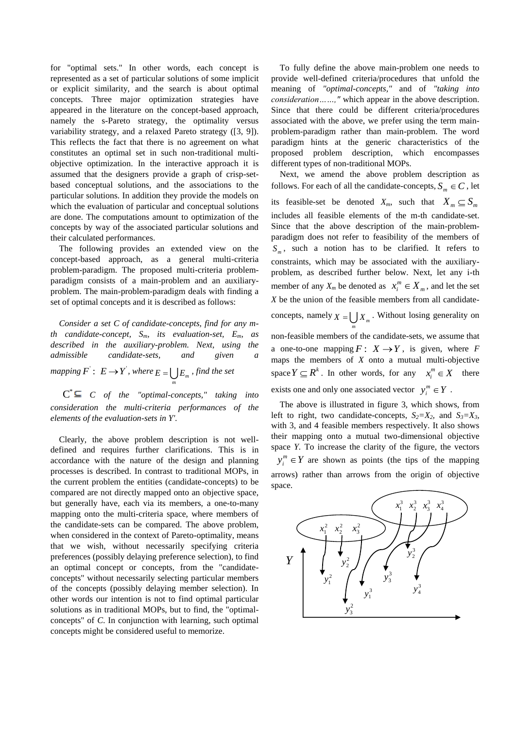for "optimal sets." In other words, each concept is represented as a set of particular solutions of some implicit or explicit similarity, and the search is about optimal concepts. Three major optimization strategies have appeared in the literature on the concept-based approach, namely the s-Pareto strategy, the optimality versus variability strategy, and a relaxed Pareto strategy ([3, 9]). This reflects the fact that there is no agreement on what constitutes an optimal set in such non-traditional multi-objective optimization. In the interactive approach it is assumed that the designers provide a graph of crisp-set-based conceptual solutions, and the associations to the particular solutions. In addition they provide the models on which the evaluation of particular and conceptual solutions are done. The computations amount to optimization of the concepts by way of the associated particular solutions and their calculated performances.

The following provides an extended view on the concept-based approach, as a general multi-criteria problem-paradigm. The proposed multi-criteria problem-paradigm consists of a main-problem and an auxiliary-problem. The main-problem-paradigm deals with finding a set of optimal concepts and it is described as follows:

*Consider a set C of candidate-concepts, find for any m-th candidate-concept, $S_m$, its evaluation-set, $E_m$, as described in the auxiliary-problem. Next, using the admissible candidate-sets, and given a mapping $F^{'}: E \rightarrow Y^{'}$, where $E = \bigcup_m E_m$, find the set*

*$C^{*} \subseteq C$ of the "optimal-concepts," taking into consideration the multi-criteria performances of the elements of the evaluation-sets in Y'.*

Clearly, the above problem description is not well-defined and requires further clarifications. This is in accordance with the nature of the design and planning processes is described. In contrast to traditional MOPs, in the current problem the entities (candidate-concepts) to be compared are not directly mapped onto an objective space, but generally have, each via its members, a one-to-many mapping onto the multi-criteria space, where members of the candidate-sets can be compared. The above problem, when considered in the context of Pareto-optimality, means that we wish, without necessarily specifying criteria preferences (possibly delaying preference selection), to find an optimal concept or concepts, from the "candidate-concepts" without necessarily selecting particular members of the concepts (possibly delaying member selection). In other words our intention is not to find optimal particular solutions as in traditional MOPs, but to find, the "optimal-concepts" of *C*. In conjunction with learning, such optimal concepts might be considered useful to memorize.

To fully define the above main-problem one needs to provide well-defined criteria/procedures that unfold the meaning of *"optimal-concepts,"* and of *"taking into consideration……,"* which appear in the above description. Since that there could be different criteria/procedures associated with the above, we prefer using the term main-problem-paradigm rather than main-problem. The word paradigm hints at the generic characteristics of the proposed problem description, which encompasses different types of non-traditional MOPs.

Next, we amend the above problem description as follows. For each of all the candidate-concepts, $S_m \in C$, let its feasible-set be denoted $X_m$, such that $X_m \subseteq S_m$ includes all feasible elements of the m-th candidate-set. Since that the above description of the main-problem-paradigm does not refer to feasibility of the members of $S_m$, such a notion has to be clarified. It refers to constraints, which may be associated with the auxiliary-problem, as described further below. Next, let any i-th member of any $X_m$ be denoted as $x_i^m \in X_m$, and let the set *X* be the union of the feasible members from all candidate-concepts, namely $X = \bigcup_m X_m$. Without losing generality on non-feasible members of the candidate-sets, we assume that a one-to-one mapping $F: X \rightarrow Y$, is given, where *F* maps the members of *X* onto a mutual multi-objective space $Y \subseteq R^k$. In other words, for any $x_i^m \in X$ there exists one and only one associated vector $y_i^m \in Y$.

The above is illustrated in figure 3, which shows, from left to right, two candidate-concepts, $S_2=X_2$, and $S_3=X_3$, with 3, and 4 feasible members respectively. It also shows their mapping onto a mutual two-dimensional objective space *Y*. To increase the clarity of the figure, the vectors $y_i^m \in Y$ are shown as points (the tips of the mapping arrows) rather than arrows from the origin of objective space.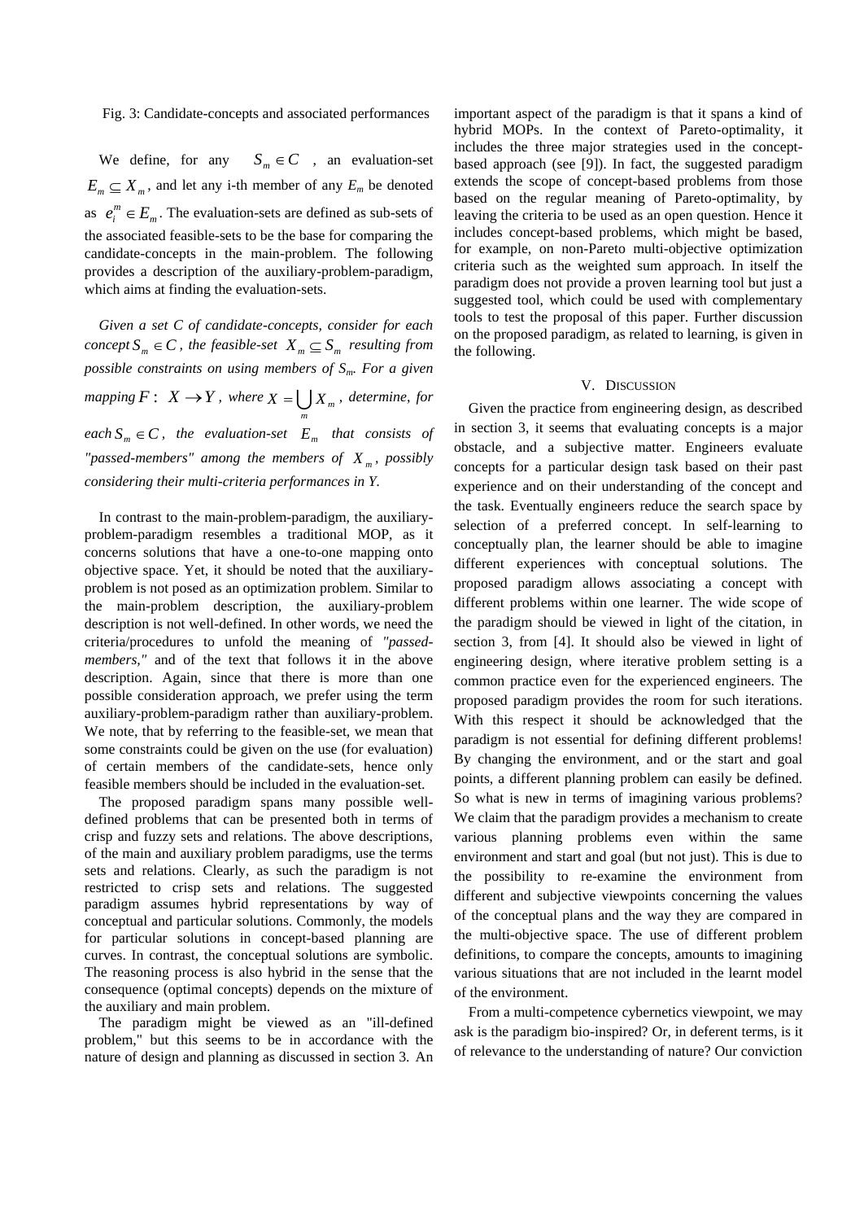Fig. 3: Candidate-concepts and associated performances

We define, for any $S_m \in C$, an evaluation-set $E_m \subseteq X_m$, and let any i-th member of any $E_m$ be denoted as $e_i^m \in E_m$. The evaluation-sets are defined as sub-sets of the associated feasible-sets to be the base for comparing the candidate-concepts in the main-problem. The following provides a description of the auxiliary-problem-paradigm, which aims at finding the evaluation-sets.

*Given a set C of candidate-concepts, consider for each concept $S_m \in C$, the feasible-set $X_m \subseteq S_m$ resulting from possible constraints on using members of $S_m$. For a given mapping $F: X \rightarrow Y$, where $X = \bigcup_m X_m$, determine, for each $S_m \in C$, the evaluation-set $E_m$ that consists of "passed-members" among the members of $X_m$, possibly considering their multi-criteria performances in Y.*

In contrast to the main-problem-paradigm, the auxiliary-problem-paradigm resembles a traditional MOP, as it concerns solutions that have a one-to-one mapping onto objective space. Yet, it should be noted that the auxiliary-problem is not posed as an optimization problem. Similar to the main-problem description, the auxiliary-problem description is not well-defined. In other words, we need the criteria/procedures to unfold the meaning of *"passed-members,"* and of the text that follows it in the above description. Again, since that there is more than one possible consideration approach, we prefer using the term auxiliary-problem-paradigm rather than auxiliary-problem. We note, that by referring to the feasible-set, we mean that some constraints could be given on the use (for evaluation) of certain members of the candidate-sets, hence only feasible members should be included in the evaluation-set.

The proposed paradigm spans many possible well-defined problems that can be presented both in terms of crisp and fuzzy sets and relations. The above descriptions, of the main and auxiliary problem paradigms, use the terms sets and relations. Clearly, as such the paradigm is not restricted to crisp sets and relations. The suggested paradigm assumes hybrid representations by way of conceptual and particular solutions. Commonly, the models for particular solutions in concept-based planning are curves. In contrast, the conceptual solutions are symbolic. The reasoning process is also hybrid in the sense that the consequence (optimal concepts) depends on the mixture of the auxiliary and main problem.

The paradigm might be viewed as an "ill-defined problem," but this seems to be in accordance with the nature of design and planning as discussed in section 3. An important aspect of the paradigm is that it spans a kind of hybrid MOPs. In the context of Pareto-optimality, it includes the three major strategies used in the concept-based approach (see [9]). In fact, the suggested paradigm extends the scope of concept-based problems from those based on the regular meaning of Pareto-optimality, by leaving the criteria to be used as an open question. Hence it includes concept-based problems, which might be based, for example, on non-Pareto multi-objective optimization criteria such as the weighted sum approach. In itself the paradigm does not provide a proven learning tool but just a suggested tool, which could be used with complementary tools to test the proposal of this paper. Further discussion on the proposed paradigm, as related to learning, is given in the following.

## V. Discussion

Given the practice from engineering design, as described in section 3, it seems that evaluating concepts is a major obstacle, and a subjective matter. Engineers evaluate concepts for a particular design task based on their past experience and on their understanding of the concept and the task. Eventually engineers reduce the search space by selection of a preferred concept. In self-learning to conceptually plan, the learner should be able to imagine different experiences with conceptual solutions. The proposed paradigm allows associating a concept with different problems within one learner. The wide scope of the paradigm should be viewed in light of the citation, in section 3, from [4]. It should also be viewed in light of engineering design, where iterative problem setting is a common practice even for the experienced engineers. The proposed paradigm provides the room for such iterations. With this respect it should be acknowledged that the paradigm is not essential for defining different problems! By changing the environment, and or the start and goal points, a different planning problem can easily be defined. So what is new in terms of imagining various problems? We claim that the paradigm provides a mechanism to create various planning problems even within the same environment and start and goal (but not just). This is due to the possibility to re-examine the environment from different and subjective viewpoints concerning the values of the conceptual plans and the way they are compared in the multi-objective space. The use of different problem definitions, to compare the concepts, amounts to imagining various situations that are not included in the learnt model of the environment.

From a multi-competence cybernetics viewpoint, we may ask is the paradigm bio-inspired? Or, in deferent terms, is it of relevance to the understanding of nature? Our conviction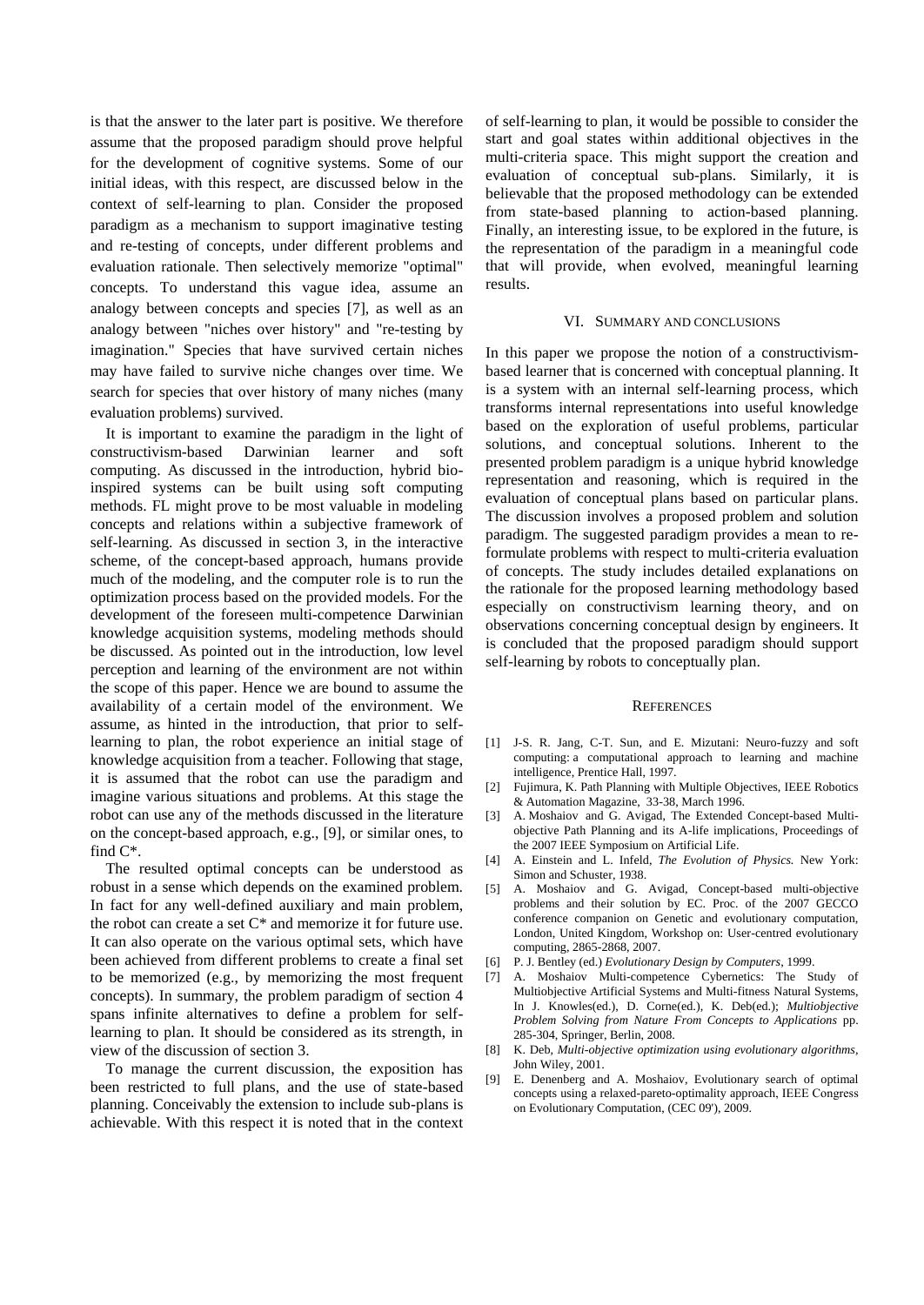is that the answer to the later part is positive. We therefore assume that the proposed paradigm should prove helpful for the development of cognitive systems. Some of our initial ideas, with this respect, are discussed below in the context of self-learning to plan. Consider the proposed paradigm as a mechanism to support imaginative testing and re-testing of concepts, under different problems and evaluation rationale. Then selectively memorize "optimal" concepts. To understand this vague idea, assume an analogy between concepts and species [7], as well as an analogy between "niches over history" and "re-testing by imagination." Species that have survived certain niches may have failed to survive niche changes over time. We search for species that over history of many niches (many evaluation problems) survived.

It is important to examine the paradigm in the light of constructivism-based Darwinian learner and soft computing. As discussed in the introduction, hybrid bio-inspired systems can be built using soft computing methods. FL might prove to be most valuable in modeling concepts and relations within a subjective framework of self-learning. As discussed in section 3, in the interactive scheme, of the concept-based approach, humans provide much of the modeling, and the computer role is to run the optimization process based on the provided models. For the development of the foreseen multi-competence Darwinian knowledge acquisition systems, modeling methods should be discussed. As pointed out in the introduction, low level perception and learning of the environment are not within the scope of this paper. Hence we are bound to assume the availability of a certain model of the environment. We assume, as hinted in the introduction, that prior to self-learning to plan, the robot experience an initial stage of knowledge acquisition from a teacher. Following that stage, it is assumed that the robot can use the paradigm and imagine various situations and problems. At this stage the robot can use any of the methods discussed in the literature on the concept-based approach, e.g., [9], or similar ones, to find C*.

The resulted optimal concepts can be understood as robust in a sense which depends on the examined problem. In fact for any well-defined auxiliary and main problem, the robot can create a set C* and memorize it for future use. It can also operate on the various optimal sets, which have been achieved from different problems to create a final set to be memorized (e.g., by memorizing the most frequent concepts). In summary, the problem paradigm of section 4 spans infinite alternatives to define a problem for self-learning to plan. It should be considered as its strength, in view of the discussion of section 3.

To manage the current discussion, the exposition has been restricted to full plans, and the use of state-based planning. Conceivably the extension to include sub-plans is achievable. With this respect it is noted that in the context of self-learning to plan, it would be possible to consider the start and goal states within additional objectives in the multi-criteria space. This might support the creation and evaluation of conceptual sub-plans. Similarly, it is believable that the proposed methodology can be extended from state-based planning to action-based planning. Finally, an interesting issue, to be explored in the future, is the representation of the paradigm in a meaningful code that will provide, when evolved, meaningful learning results.

## VI. Summary and Conclusions

In this paper we propose the notion of a constructivism-based learner that is concerned with conceptual planning. It is a system with an internal self-learning process, which transforms internal representations into useful knowledge based on the exploration of useful problems, particular solutions, and conceptual solutions. Inherent to the presented problem paradigm is a unique hybrid knowledge representation and reasoning, which is required in the evaluation of conceptual plans based on particular plans. The discussion involves a proposed problem and solution paradigm. The suggested paradigm provides a mean to re-formulate problems with respect to multi-criteria evaluation of concepts. The study includes detailed explanations on the rationale for the proposed learning methodology based especially on constructivism learning theory, and on observations concerning conceptual design by engineers. It is concluded that the proposed paradigm should support self-learning by robots to conceptually plan.

## References

[1] J-S. R. Jang, C-T. Sun, and E. Mizutani: Neuro-fuzzy and soft computing: a computational approach to learning and machine intelligence, Prentice Hall, 1997.

[2] Fujimura, K. Path Planning with Multiple Objectives, IEEE Robotics & Automation Magazine, 33-38, March 1996.

[3] A. Moshaiov and G. Avigad, The Extended Concept-based Multi-objective Path Planning and its A-life implications, Proceedings of the 2007 IEEE Symposium on Artificial Life.

[4] A. Einstein and L. Infeld, *The Evolution of Physics.* New York: Simon and Schuster, 1938.

[5] A. Moshaiov and G. Avigad, Concept-based multi-objective problems and their solution by EC. Proc. of the 2007 GECCO conference companion on Genetic and evolutionary computation, London, United Kingdom, Workshop on: User-centred evolutionary computing, 2865-2868, 2007.

[6] P. J. Bentley (ed.) *Evolutionary Design by Computers*, 1999.

[7] A. Moshaiov Multi-competence Cybernetics: The Study of Multiobjective Artificial Systems and Multi-fitness Natural Systems, In J. Knowles(ed.), D. Corne(ed.), K. Deb(ed.); *Multiobjective Problem Solving from Nature From Concepts to Applications* pp. 285-304, Springer, Berlin, 2008.

[8] K. Deb, *Multi-objective optimization using evolutionary algorithms*, John Wiley, 2001.

[9] E. Denenberg and A. Moshaiov, Evolutionary search of optimal concepts using a relaxed-pareto-optimality approach, IEEE Congress on Evolutionary Computation, (CEC 09'), 2009.